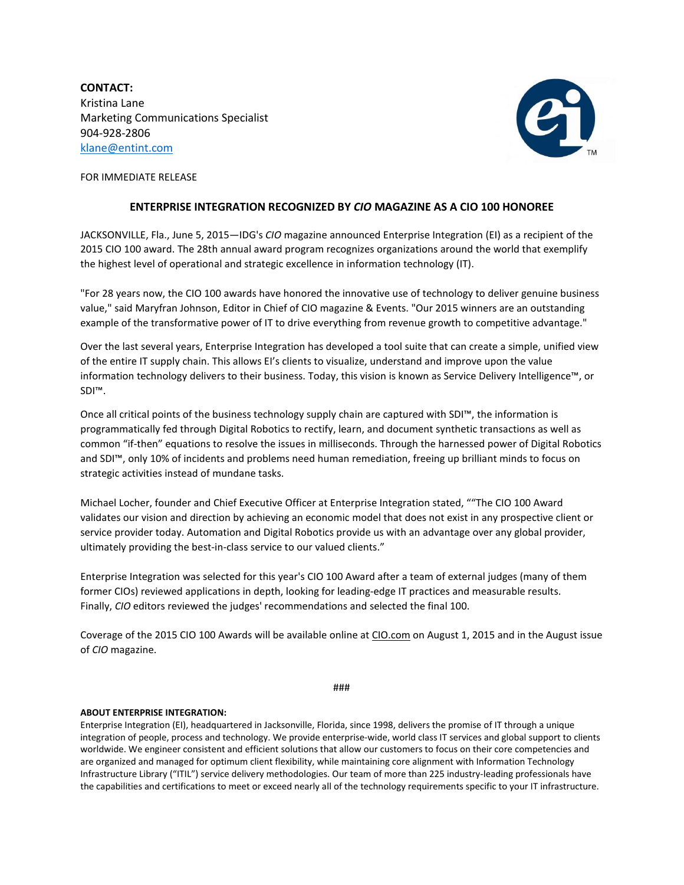**CONTACT:**
Kristina Lane
Marketing Communications Specialist
904-928-2806
klane@entint.com

FOR IMMEDIATE RELEASE

## ENTERPRISE INTEGRATION RECOGNIZED BY *CIO* MAGAZINE AS A CIO 100 HONOREE

JACKSONVILLE, Fla., June 5, 2015—IDG's *CIO* magazine announced Enterprise Integration (EI) as a recipient of the 2015 CIO 100 award. The 28th annual award program recognizes organizations around the world that exemplify the highest level of operational and strategic excellence in information technology (IT).

"For 28 years now, the CIO 100 awards have honored the innovative use of technology to deliver genuine business value," said Maryfran Johnson, Editor in Chief of CIO magazine & Events. "Our 2015 winners are an outstanding example of the transformative power of IT to drive everything from revenue growth to competitive advantage."

Over the last several years, Enterprise Integration has developed a tool suite that can create a simple, unified view of the entire IT supply chain. This allows EI's clients to visualize, understand and improve upon the value information technology delivers to their business. Today, this vision is known as Service Delivery Intelligence™, or SDI™.

Once all critical points of the business technology supply chain are captured with SDI™, the information is programmatically fed through Digital Robotics to rectify, learn, and document synthetic transactions as well as common "if-then" equations to resolve the issues in milliseconds. Through the harnessed power of Digital Robotics and SDI™, only 10% of incidents and problems need human remediation, freeing up brilliant minds to focus on strategic activities instead of mundane tasks.

Michael Locher, founder and Chief Executive Officer at Enterprise Integration stated, ""The CIO 100 Award validates our vision and direction by achieving an economic model that does not exist in any prospective client or service provider today. Automation and Digital Robotics provide us with an advantage over any global provider, ultimately providing the best-in-class service to our valued clients."

Enterprise Integration was selected for this year's CIO 100 Award after a team of external judges (many of them former CIOs) reviewed applications in depth, looking for leading-edge IT practices and measurable results. Finally, *CIO* editors reviewed the judges' recommendations and selected the final 100.

Coverage of the 2015 CIO 100 Awards will be available online at CIO.com on August 1, 2015 and in the August issue of *CIO* magazine.

###

**ABOUT ENTERPRISE INTEGRATION:**
Enterprise Integration (EI), headquartered in Jacksonville, Florida, since 1998, delivers the promise of IT through a unique integration of people, process and technology. We provide enterprise-wide, world class IT services and global support to clients worldwide. We engineer consistent and efficient solutions that allow our customers to focus on their core competencies and are organized and managed for optimum client flexibility, while maintaining core alignment with Information Technology Infrastructure Library ("ITIL") service delivery methodologies. Our team of more than 225 industry-leading professionals have the capabilities and certifications to meet or exceed nearly all of the technology requirements specific to your IT infrastructure.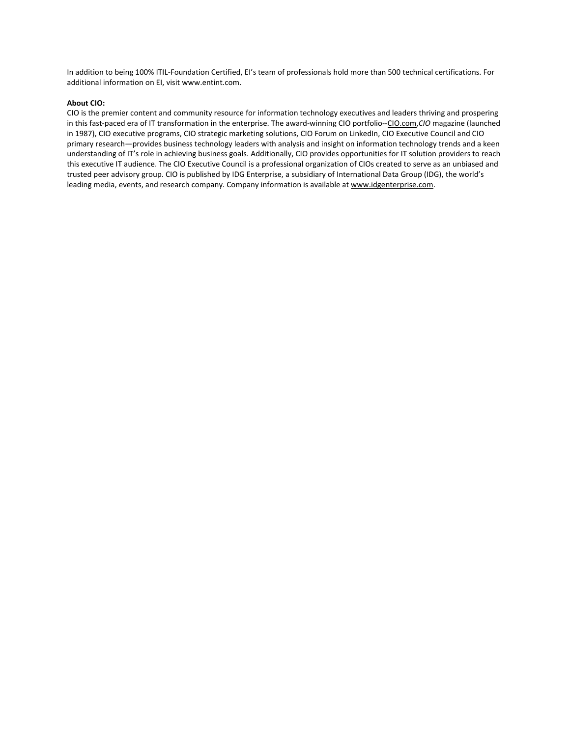In addition to being 100% ITIL-Foundation Certified, EI's team of professionals hold more than 500 technical certifications. For additional information on EI, visit www.entint.com.

**About CIO:**
CIO is the premier content and community resource for information technology executives and leaders thriving and prospering in this fast-paced era of IT transformation in the enterprise. The award-winning CIO portfolio--CIO.com,*CIO* magazine (launched in 1987), CIO executive programs, CIO strategic marketing solutions, CIO Forum on LinkedIn, CIO Executive Council and CIO primary research—provides business technology leaders with analysis and insight on information technology trends and a keen understanding of IT's role in achieving business goals. Additionally, CIO provides opportunities for IT solution providers to reach this executive IT audience. The CIO Executive Council is a professional organization of CIOs created to serve as an unbiased and trusted peer advisory group. CIO is published by IDG Enterprise, a subsidiary of International Data Group (IDG), the world's leading media, events, and research company. Company information is available at www.idgenterprise.com.